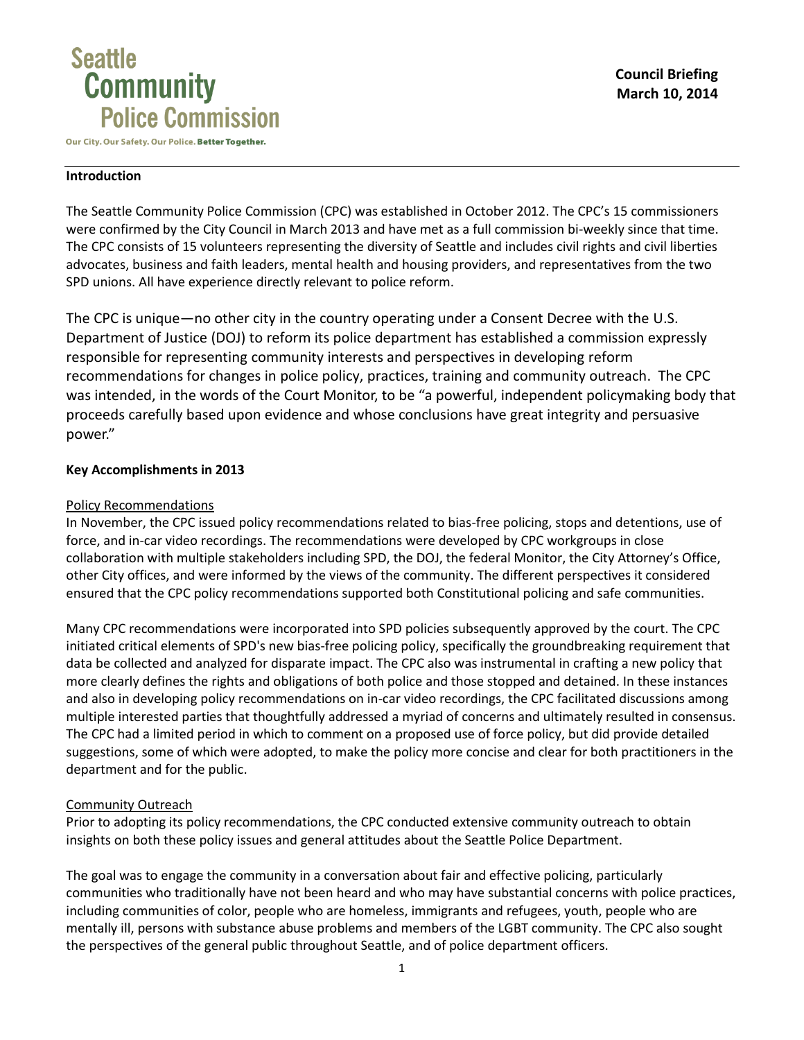# Seattle Community Police Commission

Our City. Our Safety. Our Police. **Better Together.**

**Council Briefing**
**March 10, 2014**

## Introduction

The Seattle Community Police Commission (CPC) was established in October 2012. The CPC's 15 commissioners were confirmed by the City Council in March 2013 and have met as a full commission bi-weekly since that time. The CPC consists of 15 volunteers representing the diversity of Seattle and includes civil rights and civil liberties advocates, business and faith leaders, mental health and housing providers, and representatives from the two SPD unions. All have experience directly relevant to police reform.

The CPC is unique—no other city in the country operating under a Consent Decree with the U.S. Department of Justice (DOJ) to reform its police department has established a commission expressly responsible for representing community interests and perspectives in developing reform recommendations for changes in police policy, practices, training and community outreach. The CPC was intended, in the words of the Court Monitor, to be "a powerful, independent policymaking body that proceeds carefully based upon evidence and whose conclusions have great integrity and persuasive power."

## Key Accomplishments in 2013

### Policy Recommendations

In November, the CPC issued policy recommendations related to bias-free policing, stops and detentions, use of force, and in-car video recordings. The recommendations were developed by CPC workgroups in close collaboration with multiple stakeholders including SPD, the DOJ, the federal Monitor, the City Attorney's Office, other City offices, and were informed by the views of the community. The different perspectives it considered ensured that the CPC policy recommendations supported both Constitutional policing and safe communities.

Many CPC recommendations were incorporated into SPD policies subsequently approved by the court. The CPC initiated critical elements of SPD's new bias-free policing policy, specifically the groundbreaking requirement that data be collected and analyzed for disparate impact. The CPC also was instrumental in crafting a new policy that more clearly defines the rights and obligations of both police and those stopped and detained. In these instances and also in developing policy recommendations on in-car video recordings, the CPC facilitated discussions among multiple interested parties that thoughtfully addressed a myriad of concerns and ultimately resulted in consensus. The CPC had a limited period in which to comment on a proposed use of force policy, but did provide detailed suggestions, some of which were adopted, to make the policy more concise and clear for both practitioners in the department and for the public.

### Community Outreach

Prior to adopting its policy recommendations, the CPC conducted extensive community outreach to obtain insights on both these policy issues and general attitudes about the Seattle Police Department.

The goal was to engage the community in a conversation about fair and effective policing, particularly communities who traditionally have not been heard and who may have substantial concerns with police practices, including communities of color, people who are homeless, immigrants and refugees, youth, people who are mentally ill, persons with substance abuse problems and members of the LGBT community. The CPC also sought the perspectives of the general public throughout Seattle, and of police department officers.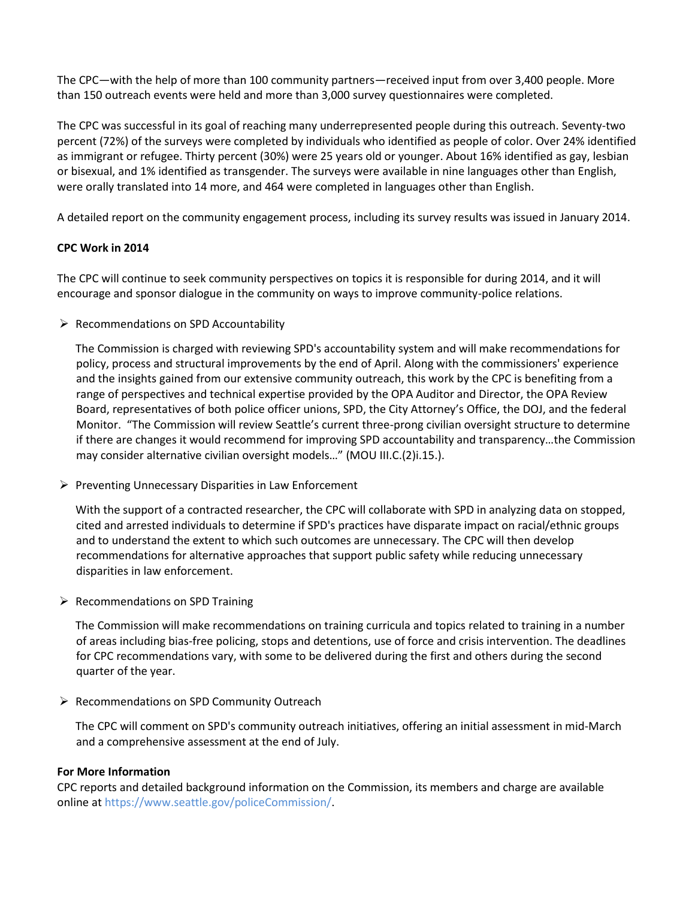The CPC—with the help of more than 100 community partners—received input from over 3,400 people. More than 150 outreach events were held and more than 3,000 survey questionnaires were completed.

The CPC was successful in its goal of reaching many underrepresented people during this outreach. Seventy-two percent (72%) of the surveys were completed by individuals who identified as people of color. Over 24% identified as immigrant or refugee. Thirty percent (30%) were 25 years old or younger. About 16% identified as gay, lesbian or bisexual, and 1% identified as transgender. The surveys were available in nine languages other than English, were orally translated into 14 more, and 464 were completed in languages other than English.

A detailed report on the community engagement process, including its survey results was issued in January 2014.

**CPC Work in 2014**

The CPC will continue to seek community perspectives on topics it is responsible for during 2014, and it will encourage and sponsor dialogue in the community on ways to improve community-police relations.

- Recommendations on SPD Accountability

  The Commission is charged with reviewing SPD's accountability system and will make recommendations for policy, process and structural improvements by the end of April. Along with the commissioners' experience and the insights gained from our extensive community outreach, this work by the CPC is benefiting from a range of perspectives and technical expertise provided by the OPA Auditor and Director, the OPA Review Board, representatives of both police officer unions, SPD, the City Attorney's Office, the DOJ, and the federal Monitor. "The Commission will review Seattle's current three-prong civilian oversight structure to determine if there are changes it would recommend for improving SPD accountability and transparency…the Commission may consider alternative civilian oversight models…" (MOU III.C.(2)i.15.).

- Preventing Unnecessary Disparities in Law Enforcement

  With the support of a contracted researcher, the CPC will collaborate with SPD in analyzing data on stopped, cited and arrested individuals to determine if SPD's practices have disparate impact on racial/ethnic groups and to understand the extent to which such outcomes are unnecessary. The CPC will then develop recommendations for alternative approaches that support public safety while reducing unnecessary disparities in law enforcement.

- Recommendations on SPD Training

  The Commission will make recommendations on training curricula and topics related to training in a number of areas including bias-free policing, stops and detentions, use of force and crisis intervention. The deadlines for CPC recommendations vary, with some to be delivered during the first and others during the second quarter of the year.

- Recommendations on SPD Community Outreach

  The CPC will comment on SPD's community outreach initiatives, offering an initial assessment in mid-March and a comprehensive assessment at the end of July.

**For More Information**

CPC reports and detailed background information on the Commission, its members and charge are available online at https://www.seattle.gov/policeCommission/.